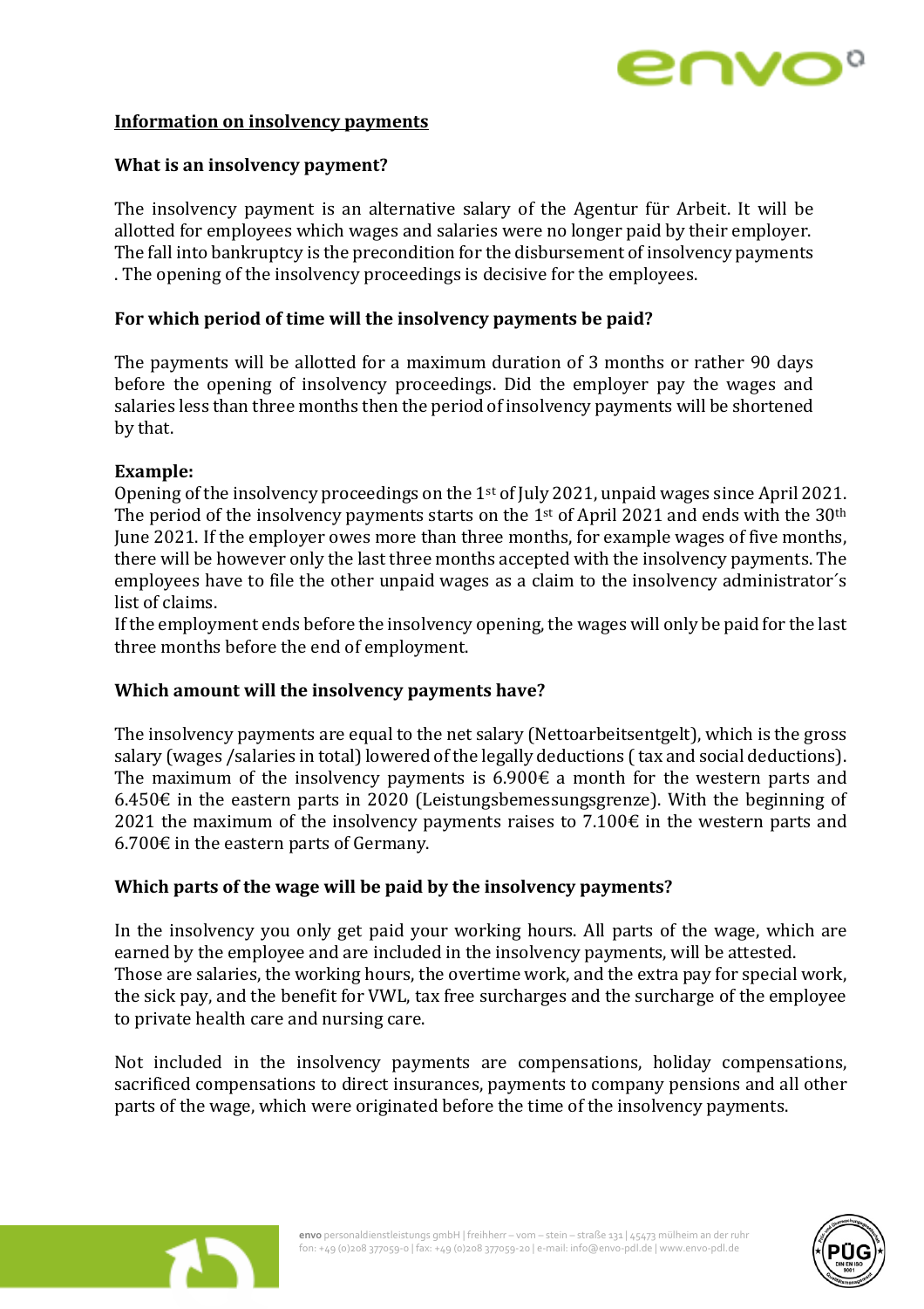# Information on insolvency payments

## What is an insolvency payment?

The insolvency payment is an alternative salary of the Agentur für Arbeit. It will be allotted for employees which wages and salaries were no longer paid by their employer. The fall into bankruptcy is the precondition for the disbursement of insolvency payments . The opening of the insolvency proceedings is decisive for the employees.

## For which period of time will the insolvency payments be paid?

The payments will be allotted for a maximum duration of 3 months or rather 90 days before the opening of insolvency proceedings. Did the employer pay the wages and salaries less than three months then the period of insolvency payments will be shortened by that.

**Example:**
Opening of the insolvency proceedings on the 1st of July 2021, unpaid wages since April 2021. The period of the insolvency payments starts on the 1st of April 2021 and ends with the 30th June 2021. If the employer owes more than three months, for example wages of five months, there will be however only the last three months accepted with the insolvency payments. The employees have to file the other unpaid wages as a claim to the insolvency administrator´s list of claims.
If the employment ends before the insolvency opening, the wages will only be paid for the last three months before the end of employment.

## Which amount will the insolvency payments have?

The insolvency payments are equal to the net salary (Nettoarbeitsentgelt), which is the gross salary (wages /salaries in total) lowered of the legally deductions ( tax and social deductions). The maximum of the insolvency payments is 6.900€ a month for the western parts and 6.450€ in the eastern parts in 2020 (Leistungsbemessungsgrenze). With the beginning of 2021 the maximum of the insolvency payments raises to 7.100€ in the western parts and 6.700€ in the eastern parts of Germany.

## Which parts of the wage will be paid by the insolvency payments?

In the insolvency you only get paid your working hours. All parts of the wage, which are earned by the employee and are included in the insolvency payments, will be attested.
Those are salaries, the working hours, the overtime work, and the extra pay for special work, the sick pay, and the benefit for VWL, tax free surcharges and the surcharge of the employee to private health care and nursing care.

Not included in the insolvency payments are compensations, holiday compensations, sacrificed compensations to direct insurances, payments to company pensions and all other parts of the wage, which were originated before the time of the insolvency payments.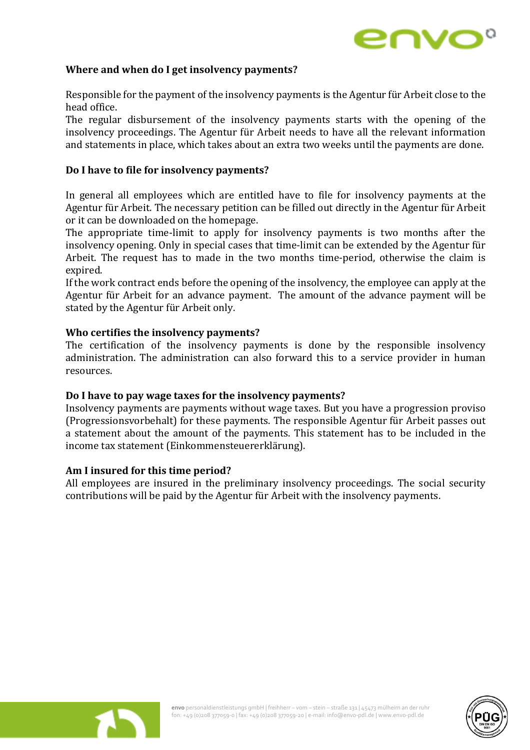**Where and when do I get insolvency payments?**

Responsible for the payment of the insolvency payments is the Agentur für Arbeit close to the head office.

The regular disbursement of the insolvency payments starts with the opening of the insolvency proceedings. The Agentur für Arbeit needs to have all the relevant information and statements in place, which takes about an extra two weeks until the payments are done.

**Do I have to file for insolvency payments?**

In general all employees which are entitled have to file for insolvency payments at the Agentur für Arbeit. The necessary petition can be filled out directly in the Agentur für Arbeit or it can be downloaded on the homepage.

The appropriate time-limit to apply for insolvency payments is two months after the insolvency opening. Only in special cases that time-limit can be extended by the Agentur für Arbeit. The request has to made in the two months time-period, otherwise the claim is expired.

If the work contract ends before the opening of the insolvency, the employee can apply at the Agentur für Arbeit for an advance payment. The amount of the advance payment will be stated by the Agentur für Arbeit only.

**Who certifies the insolvency payments?**

The certification of the insolvency payments is done by the responsible insolvency administration. The administration can also forward this to a service provider in human resources.

**Do I have to pay wage taxes for the insolvency payments?**

Insolvency payments are payments without wage taxes. But you have a progression proviso (Progressionsvorbehalt) for these payments. The responsible Agentur für Arbeit passes out a statement about the amount of the payments. This statement has to be included in the income tax statement (Einkommensteuererklärung).

**Am I insured for this time period?**

All employees are insured in the preliminary insolvency proceedings. The social security contributions will be paid by the Agentur für Arbeit with the insolvency payments.